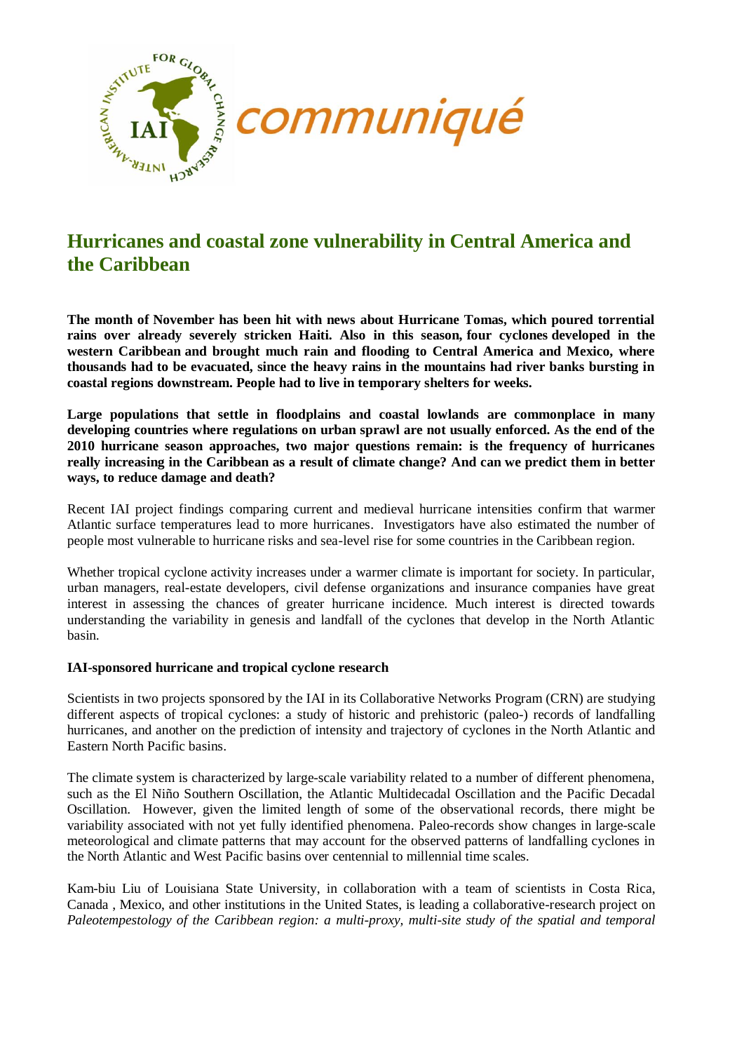communiqué

# Hurricanes and coastal zone vulnerability in Central America and the Caribbean

**The month of November has been hit with news about Hurricane Tomas, which poured torrential rains over already severely stricken Haiti. Also in this season, four cyclones developed in the western Caribbean and brought much rain and flooding to Central America and Mexico, where thousands had to be evacuated, since the heavy rains in the mountains had river banks bursting in coastal regions downstream. People had to live in temporary shelters for weeks.**

**Large populations that settle in floodplains and coastal lowlands are commonplace in many developing countries where regulations on urban sprawl are not usually enforced. As the end of the 2010 hurricane season approaches, two major questions remain: is the frequency of hurricanes really increasing in the Caribbean as a result of climate change? And can we predict them in better ways, to reduce damage and death?**

Recent IAI project findings comparing current and medieval hurricane intensities confirm that warmer Atlantic surface temperatures lead to more hurricanes. Investigators have also estimated the number of people most vulnerable to hurricane risks and sea-level rise for some countries in the Caribbean region.

Whether tropical cyclone activity increases under a warmer climate is important for society. In particular, urban managers, real-estate developers, civil defense organizations and insurance companies have great interest in assessing the chances of greater hurricane incidence. Much interest is directed towards understanding the variability in genesis and landfall of the cyclones that develop in the North Atlantic basin.

**IAI-sponsored hurricane and tropical cyclone research**

Scientists in two projects sponsored by the IAI in its Collaborative Networks Program (CRN) are studying different aspects of tropical cyclones: a study of historic and prehistoric (paleo-) records of landfalling hurricanes, and another on the prediction of intensity and trajectory of cyclones in the North Atlantic and Eastern North Pacific basins.

The climate system is characterized by large-scale variability related to a number of different phenomena, such as the El Niño Southern Oscillation, the Atlantic Multidecadal Oscillation and the Pacific Decadal Oscillation. However, given the limited length of some of the observational records, there might be variability associated with not yet fully identified phenomena. Paleo-records show changes in large-scale meteorological and climate patterns that may account for the observed patterns of landfalling cyclones in the North Atlantic and West Pacific basins over centennial to millennial time scales.

Kam-biu Liu of Louisiana State University, in collaboration with a team of scientists in Costa Rica, Canada , Mexico, and other institutions in the United States, is leading a collaborative-research project on *Paleotempestology of the Caribbean region: a multi-proxy, multi-site study of the spatial and temporal*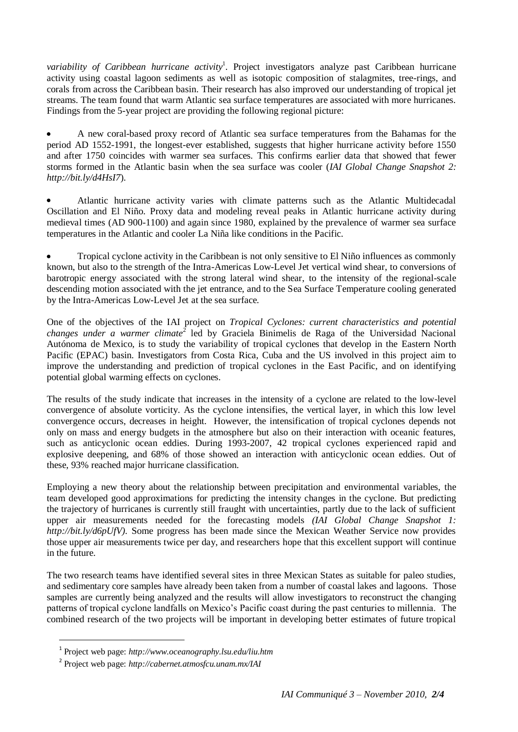*variability of Caribbean hurricane activity*[1]. Project investigators analyze past Caribbean hurricane activity using coastal lagoon sediments as well as isotopic composition of stalagmites, tree-rings, and corals from across the Caribbean basin. Their research has also improved our understanding of tropical jet streams. The team found that warm Atlantic sea surface temperatures are associated with more hurricanes. Findings from the 5-year project are providing the following regional picture:

- A new coral-based proxy record of Atlantic sea surface temperatures from the Bahamas for the period AD 1552-1991, the longest-ever established, suggests that higher hurricane activity before 1550 and after 1750 coincides with warmer sea surfaces. This confirms earlier data that showed that fewer storms formed in the Atlantic basin when the sea surface was cooler (*IAI Global Change Snapshot 2: http://bit.ly/d4HsI7*).

- Atlantic hurricane activity varies with climate patterns such as the Atlantic Multidecadal Oscillation and El Niño. Proxy data and modeling reveal peaks in Atlantic hurricane activity during medieval times (AD 900-1100) and again since 1980, explained by the prevalence of warmer sea surface temperatures in the Atlantic and cooler La Niña like conditions in the Pacific.

- Tropical cyclone activity in the Caribbean is not only sensitive to El Niño influences as commonly known, but also to the strength of the Intra-Americas Low-Level Jet vertical wind shear, to conversions of barotropic energy associated with the strong lateral wind shear, to the intensity of the regional-scale descending motion associated with the jet entrance, and to the Sea Surface Temperature cooling generated by the Intra-Americas Low-Level Jet at the sea surface.

One of the objectives of the IAI project on *Tropical Cyclones: current characteristics and potential changes under a warmer climate*[2] led by Graciela Binimelis de Raga of the Universidad Nacional Autónoma de Mexico, is to study the variability of tropical cyclones that develop in the Eastern North Pacific (EPAC) basin. Investigators from Costa Rica, Cuba and the US involved in this project aim to improve the understanding and prediction of tropical cyclones in the East Pacific, and on identifying potential global warming effects on cyclones.

The results of the study indicate that increases in the intensity of a cyclone are related to the low-level convergence of absolute vorticity. As the cyclone intensifies, the vertical layer, in which this low level convergence occurs, decreases in height. However, the intensification of tropical cyclones depends not only on mass and energy budgets in the atmosphere but also on their interaction with oceanic features, such as anticyclonic ocean eddies. During 1993-2007, 42 tropical cyclones experienced rapid and explosive deepening, and 68% of those showed an interaction with anticyclonic ocean eddies. Out of these, 93% reached major hurricane classification.

Employing a new theory about the relationship between precipitation and environmental variables, the team developed good approximations for predicting the intensity changes in the cyclone. But predicting the trajectory of hurricanes is currently still fraught with uncertainties, partly due to the lack of sufficient upper air measurements needed for the forecasting models *(IAI Global Change Snapshot 1: http://bit.ly/d6pUfV)*. Some progress has been made since the Mexican Weather Service now provides those upper air measurements twice per day, and researchers hope that this excellent support will continue in the future.

The two research teams have identified several sites in three Mexican States as suitable for paleo studies, and sedimentary core samples have already been taken from a number of coastal lakes and lagoons. Those samples are currently being analyzed and the results will allow investigators to reconstruct the changing patterns of tropical cyclone landfalls on Mexico's Pacific coast during the past centuries to millennia. The combined research of the two projects will be important in developing better estimates of future tropical

---

[1] Project web page: *http://www.oceanography.lsu.edu/liu.htm*

[2] Project web page: *http://cabernet.atmosfcu.unam.mx/IAI*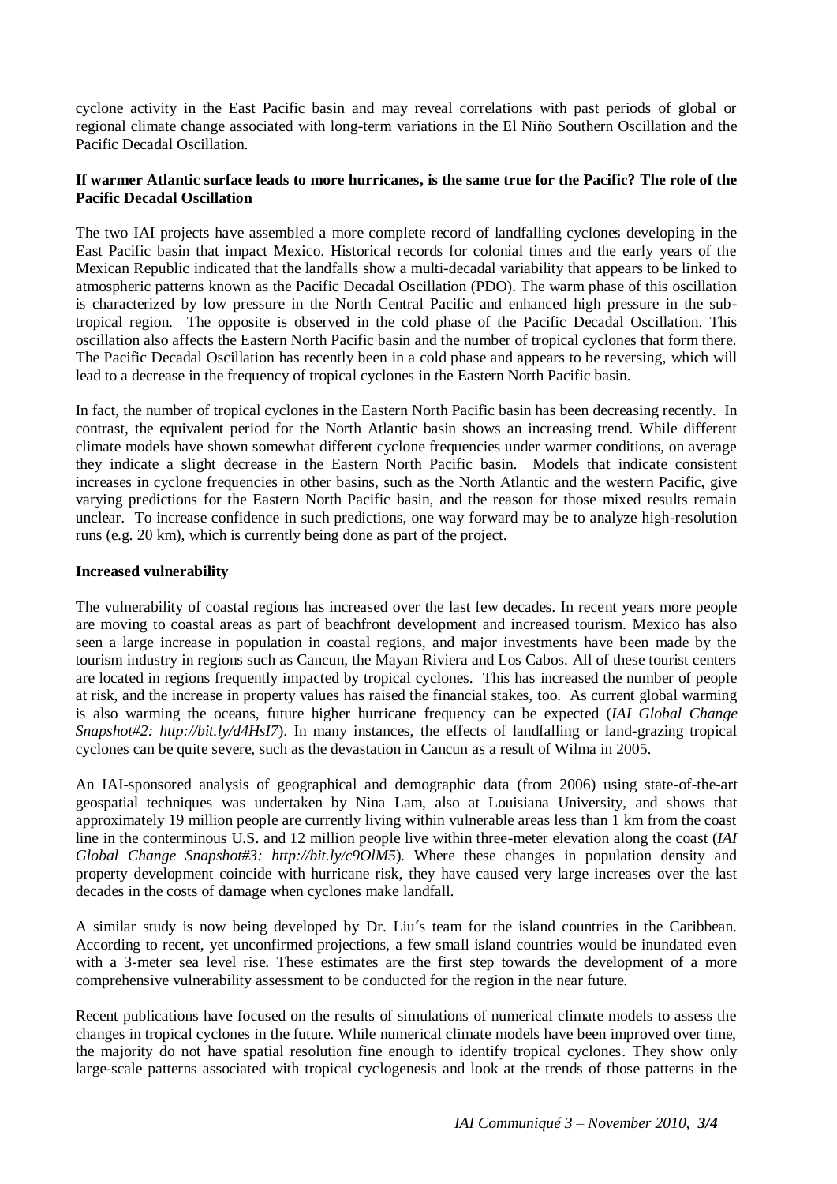cyclone activity in the East Pacific basin and may reveal correlations with past periods of global or regional climate change associated with long-term variations in the El Niño Southern Oscillation and the Pacific Decadal Oscillation.

**If warmer Atlantic surface leads to more hurricanes, is the same true for the Pacific? The role of the Pacific Decadal Oscillation**

The two IAI projects have assembled a more complete record of landfalling cyclones developing in the East Pacific basin that impact Mexico. Historical records for colonial times and the early years of the Mexican Republic indicated that the landfalls show a multi-decadal variability that appears to be linked to atmospheric patterns known as the Pacific Decadal Oscillation (PDO). The warm phase of this oscillation is characterized by low pressure in the North Central Pacific and enhanced high pressure in the subtropical region. The opposite is observed in the cold phase of the Pacific Decadal Oscillation. This oscillation also affects the Eastern North Pacific basin and the number of tropical cyclones that form there. The Pacific Decadal Oscillation has recently been in a cold phase and appears to be reversing, which will lead to a decrease in the frequency of tropical cyclones in the Eastern North Pacific basin.

In fact, the number of tropical cyclones in the Eastern North Pacific basin has been decreasing recently. In contrast, the equivalent period for the North Atlantic basin shows an increasing trend. While different climate models have shown somewhat different cyclone frequencies under warmer conditions, on average they indicate a slight decrease in the Eastern North Pacific basin. Models that indicate consistent increases in cyclone frequencies in other basins, such as the North Atlantic and the western Pacific, give varying predictions for the Eastern North Pacific basin, and the reason for those mixed results remain unclear. To increase confidence in such predictions, one way forward may be to analyze high-resolution runs (e.g. 20 km), which is currently being done as part of the project.

**Increased vulnerability**

The vulnerability of coastal regions has increased over the last few decades. In recent years more people are moving to coastal areas as part of beachfront development and increased tourism. Mexico has also seen a large increase in population in coastal regions, and major investments have been made by the tourism industry in regions such as Cancun, the Mayan Riviera and Los Cabos. All of these tourist centers are located in regions frequently impacted by tropical cyclones. This has increased the number of people at risk, and the increase in property values has raised the financial stakes, too. As current global warming is also warming the oceans, future higher hurricane frequency can be expected (*IAI Global Change Snapshot#2: http://bit.ly/d4HsI7*). In many instances, the effects of landfalling or land-grazing tropical cyclones can be quite severe, such as the devastation in Cancun as a result of Wilma in 2005.

An IAI-sponsored analysis of geographical and demographic data (from 2006) using state-of-the-art geospatial techniques was undertaken by Nina Lam, also at Louisiana University, and shows that approximately 19 million people are currently living within vulnerable areas less than 1 km from the coast line in the conterminous U.S. and 12 million people live within three-meter elevation along the coast (*IAI Global Change Snapshot#3: http://bit.ly/c9OlM5*). Where these changes in population density and property development coincide with hurricane risk, they have caused very large increases over the last decades in the costs of damage when cyclones make landfall.

A similar study is now being developed by Dr. Liu´s team for the island countries in the Caribbean. According to recent, yet unconfirmed projections, a few small island countries would be inundated even with a 3-meter sea level rise. These estimates are the first step towards the development of a more comprehensive vulnerability assessment to be conducted for the region in the near future.

Recent publications have focused on the results of simulations of numerical climate models to assess the changes in tropical cyclones in the future. While numerical climate models have been improved over time, the majority do not have spatial resolution fine enough to identify tropical cyclones. They show only large-scale patterns associated with tropical cyclogenesis and look at the trends of those patterns in the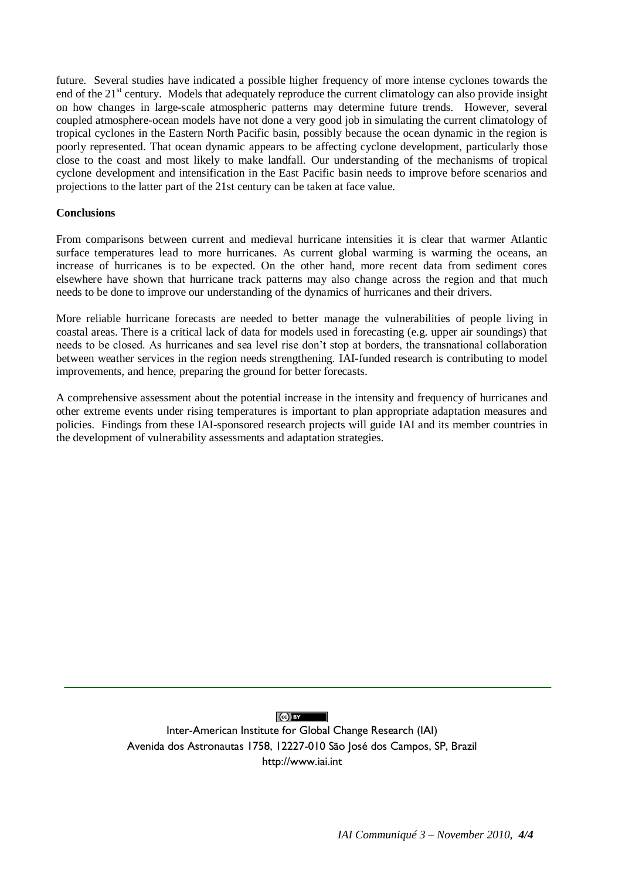future. Several studies have indicated a possible higher frequency of more intense cyclones towards the end of the 21st century. Models that adequately reproduce the current climatology can also provide insight on how changes in large-scale atmospheric patterns may determine future trends. However, several coupled atmosphere-ocean models have not done a very good job in simulating the current climatology of tropical cyclones in the Eastern North Pacific basin, possibly because the ocean dynamic in the region is poorly represented. That ocean dynamic appears to be affecting cyclone development, particularly those close to the coast and most likely to make landfall. Our understanding of the mechanisms of tropical cyclone development and intensification in the East Pacific basin needs to improve before scenarios and projections to the latter part of the 21st century can be taken at face value.

**Conclusions**

From comparisons between current and medieval hurricane intensities it is clear that warmer Atlantic surface temperatures lead to more hurricanes. As current global warming is warming the oceans, an increase of hurricanes is to be expected. On the other hand, more recent data from sediment cores elsewhere have shown that hurricane track patterns may also change across the region and that much needs to be done to improve our understanding of the dynamics of hurricanes and their drivers.

More reliable hurricane forecasts are needed to better manage the vulnerabilities of people living in coastal areas. There is a critical lack of data for models used in forecasting (e.g. upper air soundings) that needs to be closed. As hurricanes and sea level rise don't stop at borders, the transnational collaboration between weather services in the region needs strengthening. IAI-funded research is contributing to model improvements, and hence, preparing the ground for better forecasts.

A comprehensive assessment about the potential increase in the intensity and frequency of hurricanes and other extreme events under rising temperatures is important to plan appropriate adaptation measures and policies. Findings from these IAI-sponsored research projects will guide IAI and its member countries in the development of vulnerability assessments and adaptation strategies.

Inter-American Institute for Global Change Research (IAI)
Avenida dos Astronautas 1758, 12227-010 São José dos Campos, SP, Brazil
http://www.iai.int